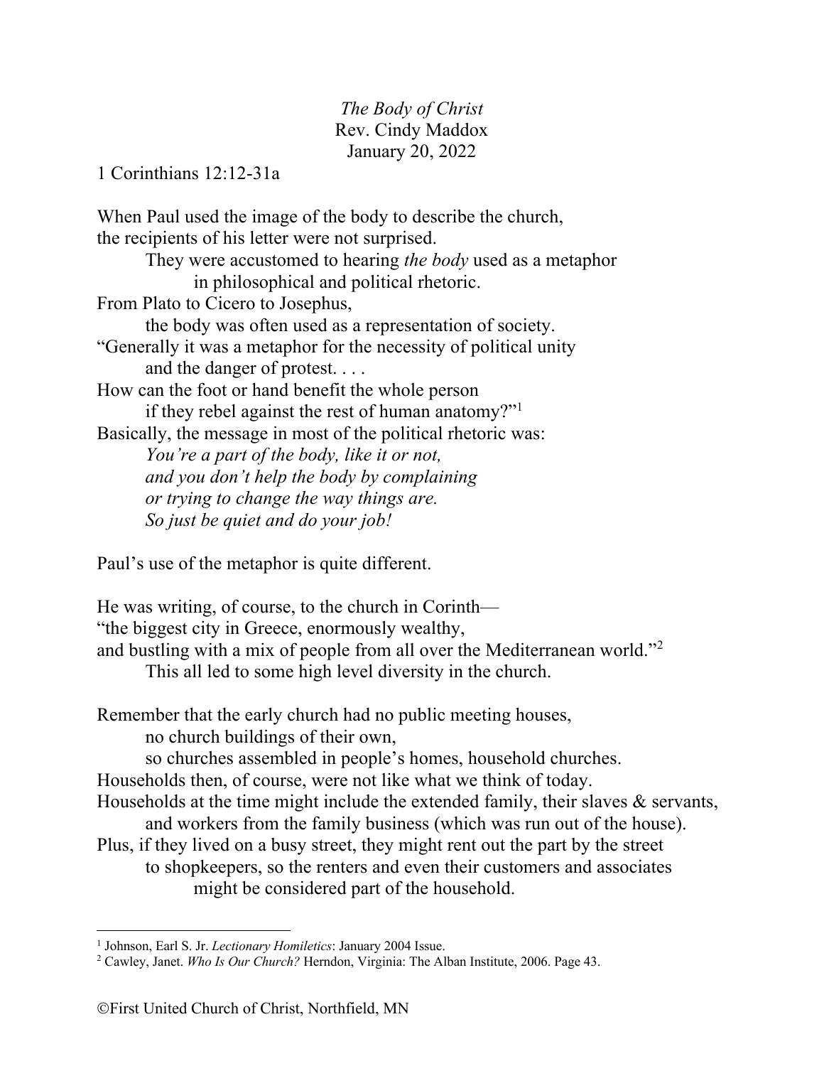*The Body of Christ*
Rev. Cindy Maddox
January 20, 2022

1 Corinthians 12:12-31a

When Paul used the image of the body to describe the church,
the recipients of his letter were not surprised.
They were accustomed to hearing *the body* used as a metaphor
in philosophical and political rhetoric.
From Plato to Cicero to Josephus,
the body was often used as a representation of society.
"Generally it was a metaphor for the necessity of political unity
and the danger of protest. . . .
How can the foot or hand benefit the whole person
if they rebel against the rest of human anatomy?"[1]
Basically, the message in most of the political rhetoric was:
*You're a part of the body, like it or not,*
*and you don't help the body by complaining*
*or trying to change the way things are.*
*So just be quiet and do your job!*

Paul's use of the metaphor is quite different.

He was writing, of course, to the church in Corinth—
"the biggest city in Greece, enormously wealthy,
and bustling with a mix of people from all over the Mediterranean world."[2]
This all led to some high level diversity in the church.

Remember that the early church had no public meeting houses,
no church buildings of their own,
so churches assembled in people's homes, household churches.
Households then, of course, were not like what we think of today.
Households at the time might include the extended family, their slaves & servants,
and workers from the family business (which was run out of the house).
Plus, if they lived on a busy street, they might rent out the part by the street
to shopkeepers, so the renters and even their customers and associates
might be considered part of the household.

---

[1] Johnson, Earl S. Jr. *Lectionary Homiletics*: January 2004 Issue.
[2] Cawley, Janet. *Who Is Our Church?* Herndon, Virginia: The Alban Institute, 2006. Page 43.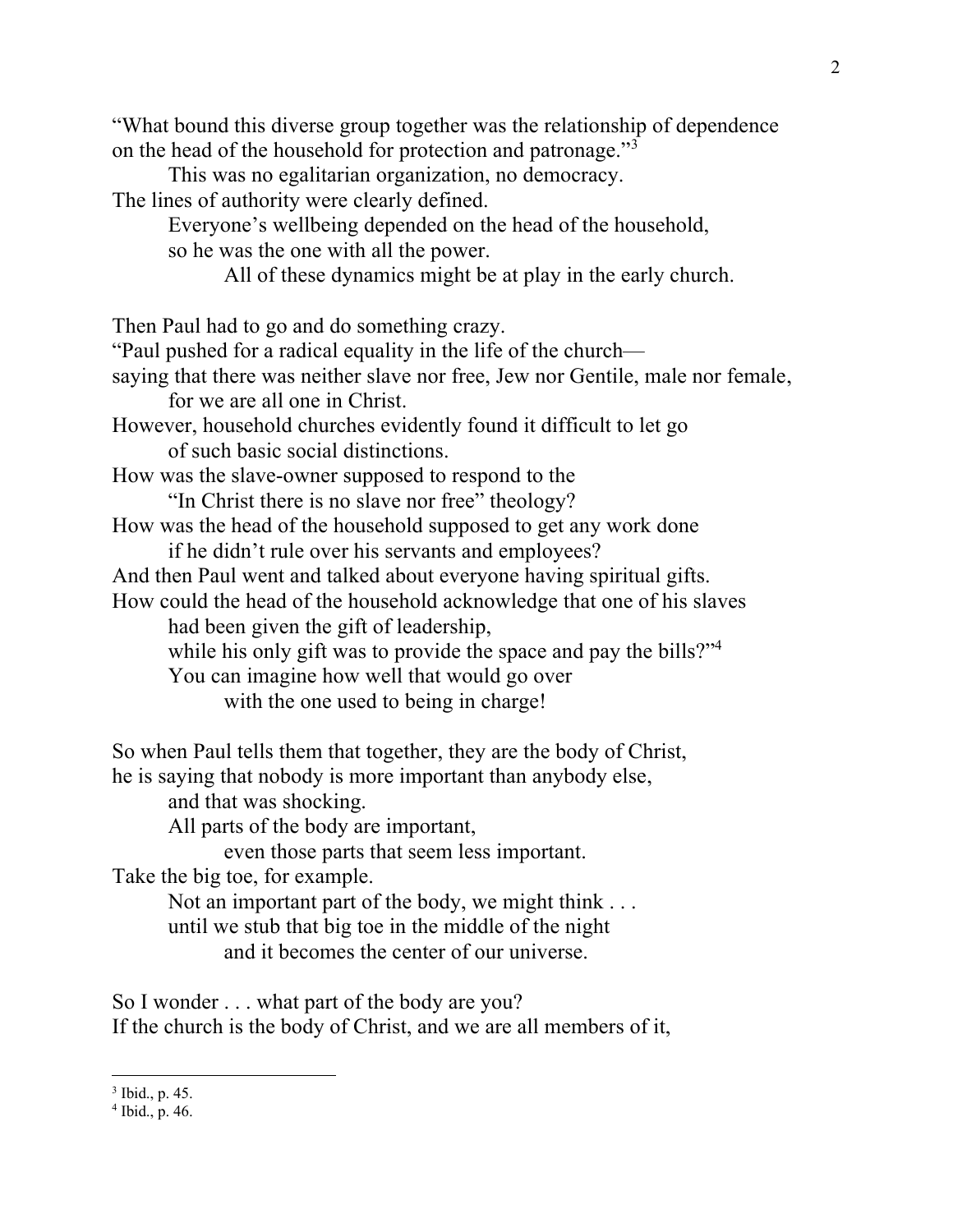"What bound this diverse group together was the relationship of dependence on the head of the household for protection and patronage."[3]

This was no egalitarian organization, no democracy.
The lines of authority were clearly defined.
Everyone's wellbeing depended on the head of the household,
so he was the one with all the power.
All of these dynamics might be at play in the early church.

Then Paul had to go and do something crazy.
"Paul pushed for a radical equality in the life of the church—
saying that there was neither slave nor free, Jew nor Gentile, male nor female,
for we are all one in Christ.
However, household churches evidently found it difficult to let go
of such basic social distinctions.
How was the slave-owner supposed to respond to the
"In Christ there is no slave nor free" theology?
How was the head of the household supposed to get any work done
if he didn't rule over his servants and employees?
And then Paul went and talked about everyone having spiritual gifts.
How could the head of the household acknowledge that one of his slaves
had been given the gift of leadership,
while his only gift was to provide the space and pay the bills?"[4]
You can imagine how well that would go over
with the one used to being in charge!

So when Paul tells them that together, they are the body of Christ,
he is saying that nobody is more important than anybody else,
and that was shocking.
All parts of the body are important,
even those parts that seem less important.
Take the big toe, for example.
Not an important part of the body, we might think . . .
until we stub that big toe in the middle of the night
and it becomes the center of our universe.

So I wonder . . . what part of the body are you?
If the church is the body of Christ, and we are all members of it,

---

[3] Ibid., p. 45.
[4] Ibid., p. 46.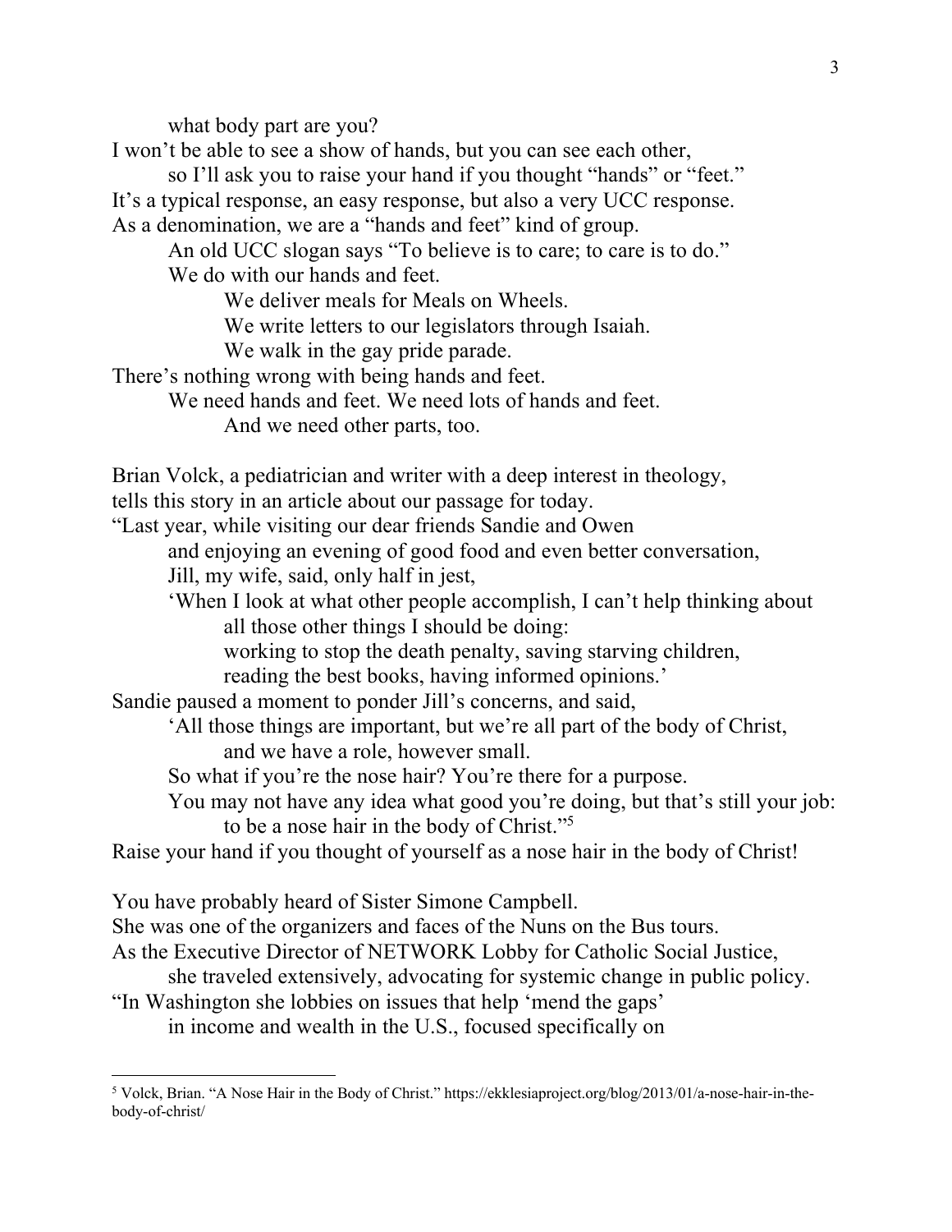what body part are you?

I won't be able to see a show of hands, but you can see each other,
so I'll ask you to raise your hand if you thought "hands" or "feet."

It's a typical response, an easy response, but also a very UCC response.

As a denomination, we are a "hands and feet" kind of group.

An old UCC slogan says "To believe is to care; to care is to do."

We do with our hands and feet.

We deliver meals for Meals on Wheels.

We write letters to our legislators through Isaiah.

We walk in the gay pride parade.

There's nothing wrong with being hands and feet.

We need hands and feet. We need lots of hands and feet.

And we need other parts, too.

Brian Volck, a pediatrician and writer with a deep interest in theology,
tells this story in an article about our passage for today.

"Last year, while visiting our dear friends Sandie and Owen
and enjoying an evening of good food and even better conversation,
Jill, my wife, said, only half in jest,
'When I look at what other people accomplish, I can't help thinking about
all those other things I should be doing:
working to stop the death penalty, saving starving children,
reading the best books, having informed opinions.'

Sandie paused a moment to ponder Jill's concerns, and said,
'All those things are important, but we're all part of the body of Christ,
and we have a role, however small.
So what if you're the nose hair? You're there for a purpose.
You may not have any idea what good you're doing, but that's still your job:
to be a nose hair in the body of Christ."[5]

Raise your hand if you thought of yourself as a nose hair in the body of Christ!

You have probably heard of Sister Simone Campbell.

She was one of the organizers and faces of the Nuns on the Bus tours.

As the Executive Director of NETWORK Lobby for Catholic Social Justice,
she traveled extensively, advocating for systemic change in public policy.

"In Washington she lobbies on issues that help 'mend the gaps'
in income and wealth in the U.S., focused specifically on

---

[5] Volck, Brian. "A Nose Hair in the Body of Christ." https://ekklesiaproject.org/blog/2013/01/a-nose-hair-in-the-body-of-christ/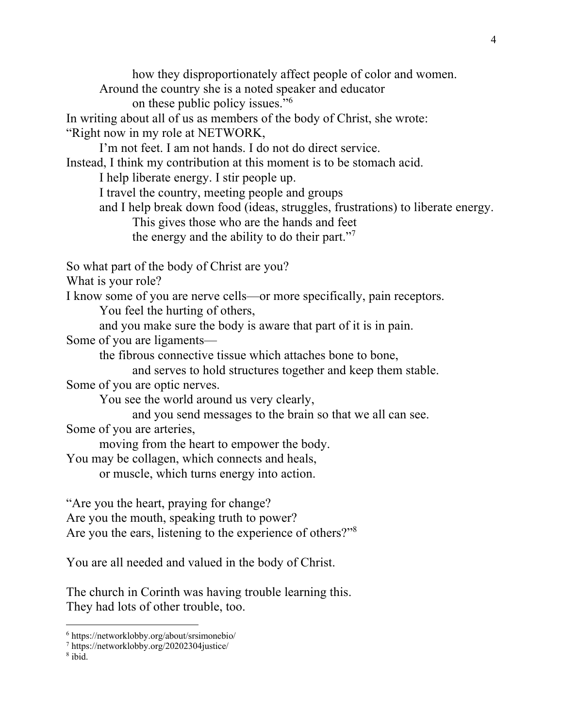how they disproportionately affect people of color and women.
Around the country she is a noted speaker and educator
on these public policy issues."[6]

In writing about all of us as members of the body of Christ, she wrote:
"Right now in my role at NETWORK,
I'm not feet. I am not hands. I do not do direct service.
Instead, I think my contribution at this moment is to be stomach acid.
I help liberate energy. I stir people up.
I travel the country, meeting people and groups
and I help break down food (ideas, struggles, frustrations) to liberate energy.
This gives those who are the hands and feet
the energy and the ability to do their part."[7]

So what part of the body of Christ are you?
What is your role?
I know some of you are nerve cells—or more specifically, pain receptors.
You feel the hurting of others,
and you make sure the body is aware that part of it is in pain.
Some of you are ligaments—
the fibrous connective tissue which attaches bone to bone,
and serves to hold structures together and keep them stable.
Some of you are optic nerves.
You see the world around us very clearly,
and you send messages to the brain so that we all can see.
Some of you are arteries,
moving from the heart to empower the body.
You may be collagen, which connects and heals,
or muscle, which turns energy into action.

"Are you the heart, praying for change?
Are you the mouth, speaking truth to power?
Are you the ears, listening to the experience of others?"[8]

You are all needed and valued in the body of Christ.

The church in Corinth was having trouble learning this.
They had lots of other trouble, too.

---

[6] https://networklobby.org/about/srsimonebio/
[7] https://networklobby.org/20202304justice/
[8] ibid.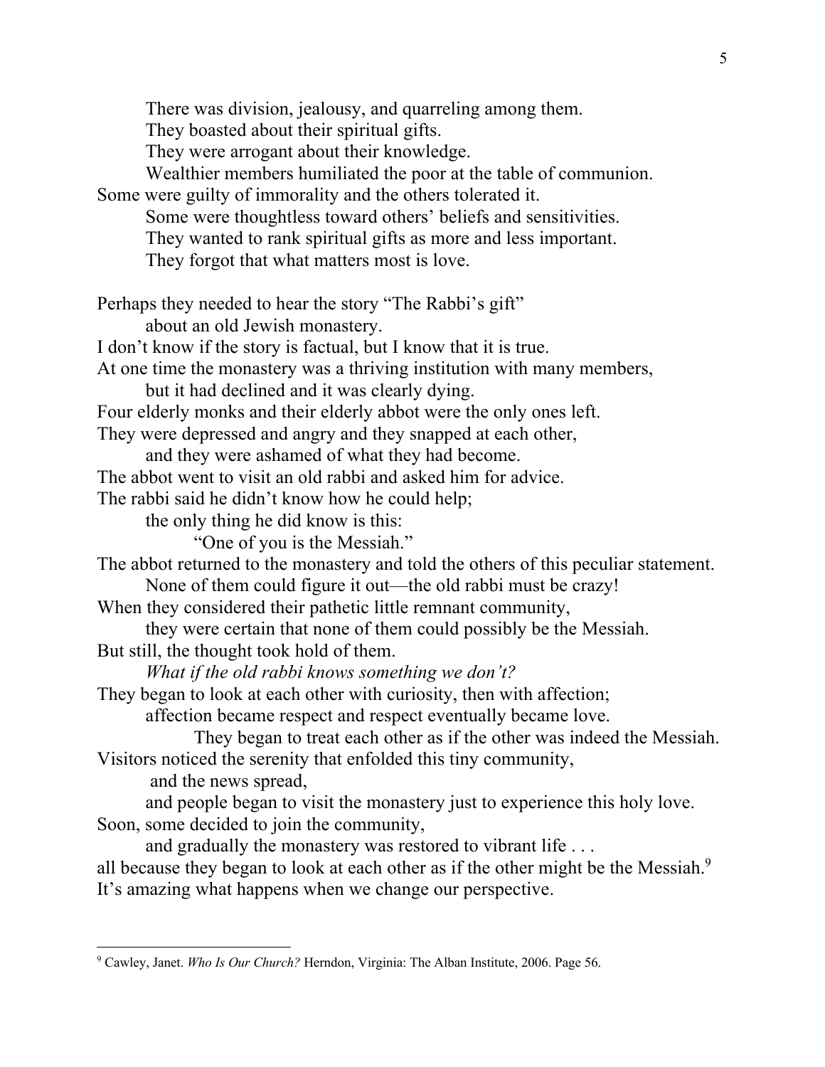There was division, jealousy, and quarreling among them.
They boasted about their spiritual gifts.
They were arrogant about their knowledge.
Wealthier members humiliated the poor at the table of communion.
Some were guilty of immorality and the others tolerated it.
Some were thoughtless toward others' beliefs and sensitivities.
They wanted to rank spiritual gifts as more and less important.
They forgot that what matters most is love.

Perhaps they needed to hear the story "The Rabbi's gift"
about an old Jewish monastery.
I don't know if the story is factual, but I know that it is true.
At one time the monastery was a thriving institution with many members,
but it had declined and it was clearly dying.
Four elderly monks and their elderly abbot were the only ones left.
They were depressed and angry and they snapped at each other,
and they were ashamed of what they had become.
The abbot went to visit an old rabbi and asked him for advice.
The rabbi said he didn't know how he could help;
the only thing he did know is this:
"One of you is the Messiah."
The abbot returned to the monastery and told the others of this peculiar statement.
None of them could figure it out—the old rabbi must be crazy!
When they considered their pathetic little remnant community,
they were certain that none of them could possibly be the Messiah.
But still, the thought took hold of them.
*What if the old rabbi knows something we don't?*
They began to look at each other with curiosity, then with affection;
affection became respect and respect eventually became love.
They began to treat each other as if the other was indeed the Messiah.
Visitors noticed the serenity that enfolded this tiny community,
and the news spread,
and people began to visit the monastery just to experience this holy love.
Soon, some decided to join the community,
and gradually the monastery was restored to vibrant life . . .
all because they began to look at each other as if the other might be the Messiah.[9]
It's amazing what happens when we change our perspective.

---

[9] Cawley, Janet. *Who Is Our Church?* Herndon, Virginia: The Alban Institute, 2006. Page 56.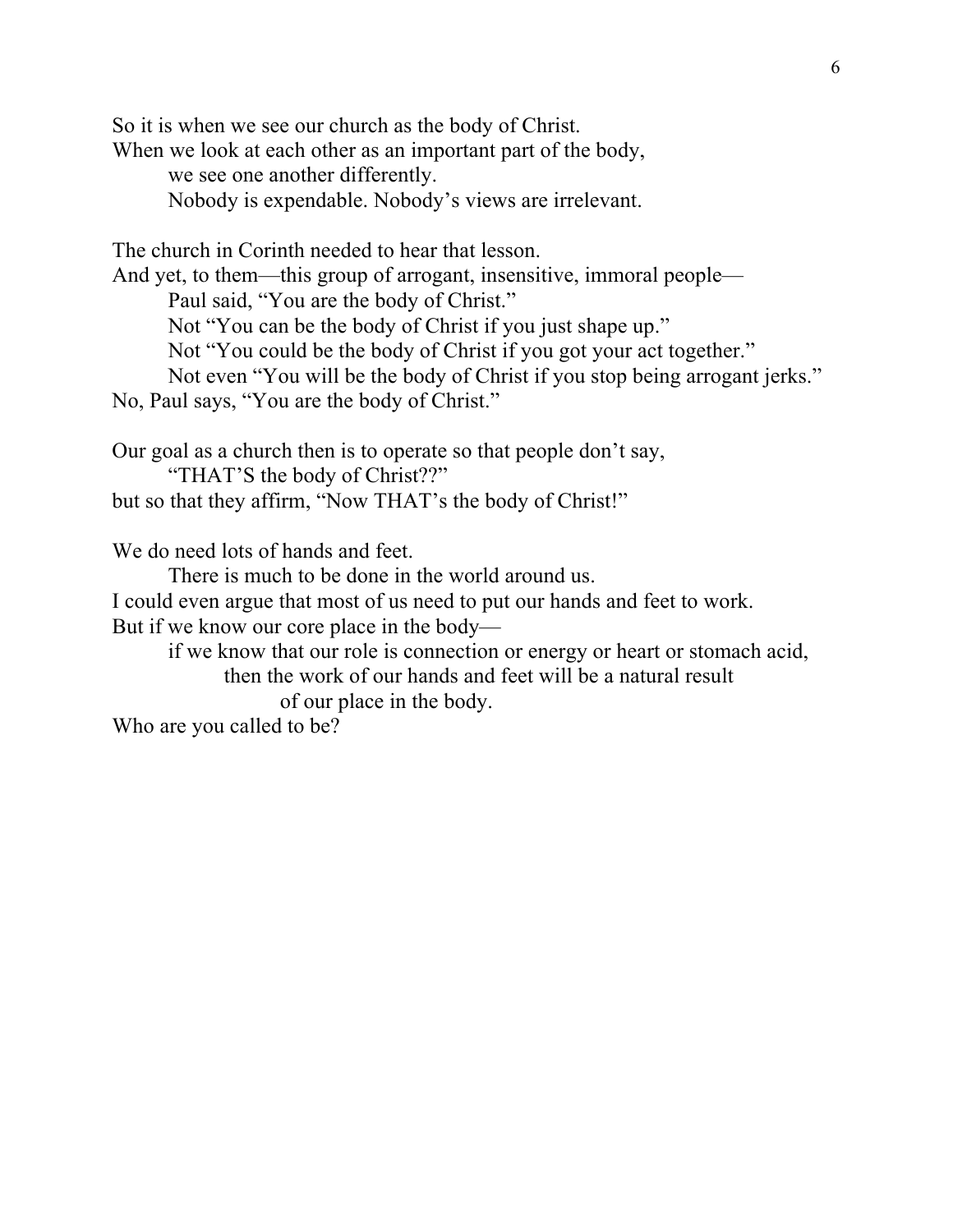So it is when we see our church as the body of Christ.
When we look at each other as an important part of the body,
we see one another differently.
Nobody is expendable. Nobody's views are irrelevant.

The church in Corinth needed to hear that lesson.
And yet, to them—this group of arrogant, insensitive, immoral people—
Paul said, "You are the body of Christ."
Not "You can be the body of Christ if you just shape up."
Not "You could be the body of Christ if you got your act together."
Not even "You will be the body of Christ if you stop being arrogant jerks."
No, Paul says, "You are the body of Christ."

Our goal as a church then is to operate so that people don't say,
"THAT'S the body of Christ??"
but so that they affirm, "Now THAT's the body of Christ!"

We do need lots of hands and feet.
There is much to be done in the world around us.
I could even argue that most of us need to put our hands and feet to work.
But if we know our core place in the body—
if we know that our role is connection or energy or heart or stomach acid,
then the work of our hands and feet will be a natural result
of our place in the body.
Who are you called to be?